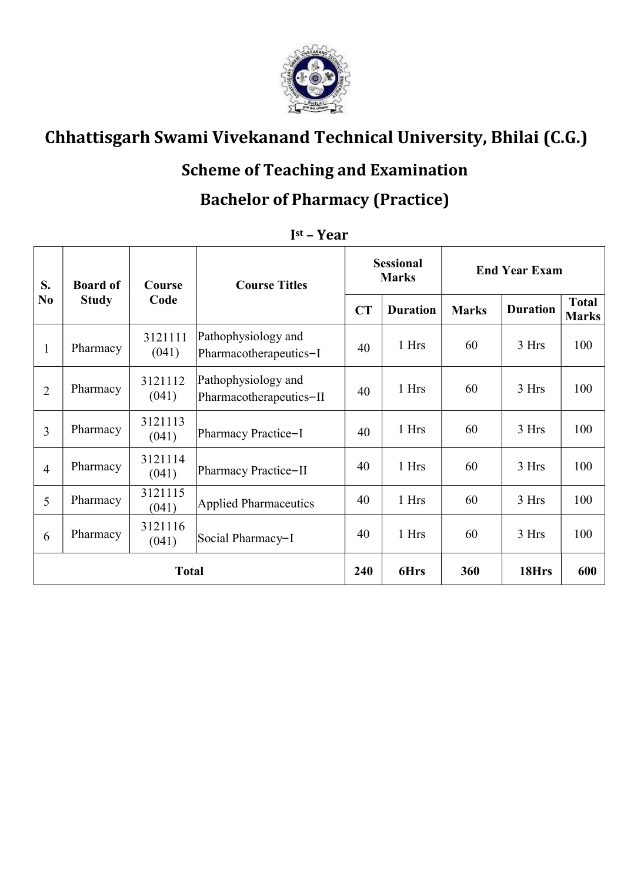# Chhattisgarh Swami Vivekanand Technical University, Bhilai (C.G.)

## Scheme of Teaching and Examination

## Bachelor of Pharmacy (Practice)

### I[st] – Year

| S. No | Board of Study | Course Code | Course Titles | Sessional Marks | | End Year Exam | | |
|---|---|---|---|---|---|---|---|---|
| | | | | CT | Duration | Marks | Duration | Total Marks |
| 1 | Pharmacy | 3121111 (041) | Pathophysiology and Pharmacotherapeutics–I | 40 | 1 Hrs | 60 | 3 Hrs | 100 |
| 2 | Pharmacy | 3121112 (041) | Pathophysiology and Pharmacotherapeutics–II | 40 | 1 Hrs | 60 | 3 Hrs | 100 |
| 3 | Pharmacy | 3121113 (041) | Pharmacy Practice–I | 40 | 1 Hrs | 60 | 3 Hrs | 100 |
| 4 | Pharmacy | 3121114 (041) | Pharmacy Practice–II | 40 | 1 Hrs | 60 | 3 Hrs | 100 |
| 5 | Pharmacy | 3121115 (041) | Applied Pharmaceutics | 40 | 1 Hrs | 60 | 3 Hrs | 100 |
| 6 | Pharmacy | 3121116 (041) | Social Pharmacy–I | 40 | 1 Hrs | 60 | 3 Hrs | 100 |
| **Total** | | | | **240** | **6Hrs** | **360** | **18Hrs** | **600** |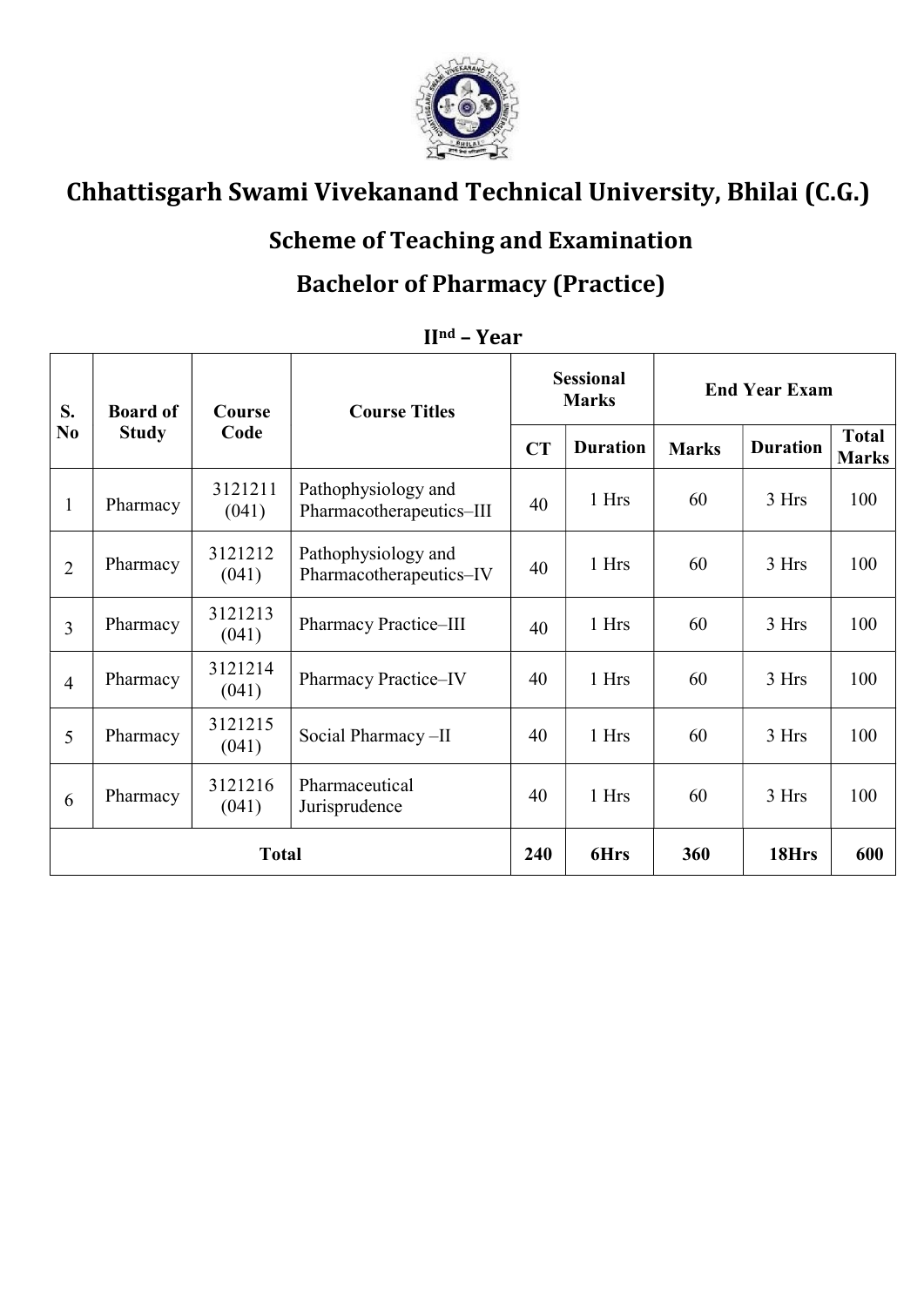# Chhattisgarh Swami Vivekanand Technical University, Bhilai (C.G.)

## Scheme of Teaching and Examination

## Bachelor of Pharmacy (Practice)

### II[nd] – Year

| S. No | Board of Study | Course Code | Course Titles | Sessional Marks | | End Year Exam | | |
|---|---|---|---|---|---|---|---|---|
| | | | | CT | Duration | Marks | Duration | Total Marks |
| 1 | Pharmacy | 3121211 (041) | Pathophysiology and Pharmacotherapeutics–III | 40 | 1 Hrs | 60 | 3 Hrs | 100 |
| 2 | Pharmacy | 3121212 (041) | Pathophysiology and Pharmacotherapeutics–IV | 40 | 1 Hrs | 60 | 3 Hrs | 100 |
| 3 | Pharmacy | 3121213 (041) | Pharmacy Practice–III | 40 | 1 Hrs | 60 | 3 Hrs | 100 |
| 4 | Pharmacy | 3121214 (041) | Pharmacy Practice–IV | 40 | 1 Hrs | 60 | 3 Hrs | 100 |
| 5 | Pharmacy | 3121215 (041) | Social Pharmacy –II | 40 | 1 Hrs | 60 | 3 Hrs | 100 |
| 6 | Pharmacy | 3121216 (041) | Pharmaceutical Jurisprudence | 40 | 1 Hrs | 60 | 3 Hrs | 100 |
| **Total** | | | | **240** | **6Hrs** | **360** | **18Hrs** | **600** |